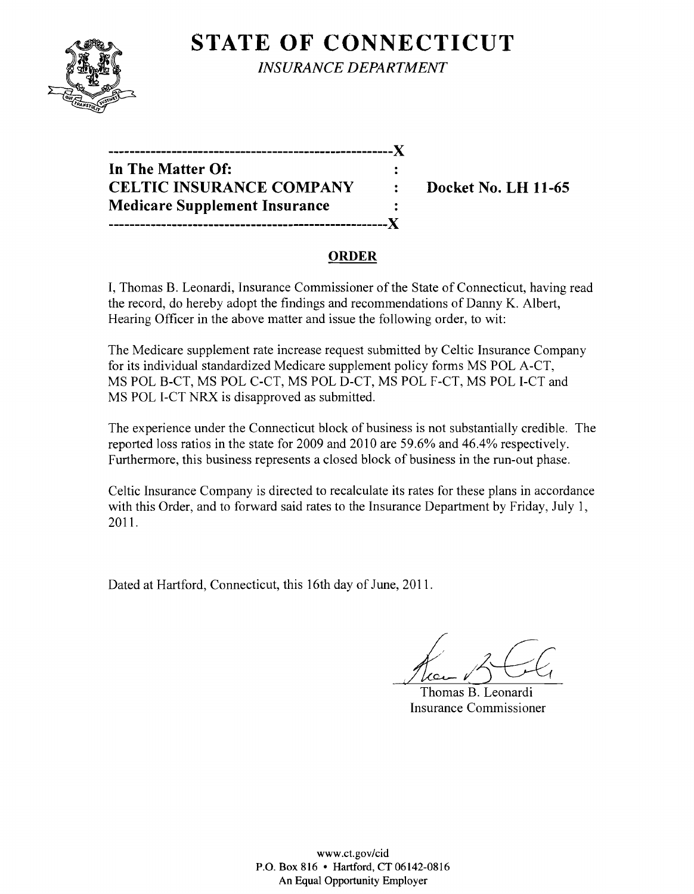# STATE OF CONNECTICUT

*INSURANCE DEPARTMENT*

------------------------------------------------------X
**In The Matter Of:** :
**CELTIC INSURANCE COMPANY** : **Docket No. LH 11-65**
**Medicare Supplement Insurance** :
------------------------------------------------------X

## ORDER

I, Thomas B. Leonardi, Insurance Commissioner of the State of Connecticut, having read the record, do hereby adopt the findings and recommendations of Danny K. Albert, Hearing Officer in the above matter and issue the following order, to wit:

The Medicare supplement rate increase request submitted by Celtic Insurance Company for its individual standardized Medicare supplement policy forms MS POL A-CT, MS POL B-CT, MS POL C-CT, MS POL D-CT, MS POL F-CT, MS POL I-CT and MS POL I-CT NRX is disapproved as submitted.

The experience under the Connecticut block of business is not substantially credible. The reported loss ratios in the state for 2009 and 2010 are 59.6% and 46.4% respectively. Furthermore, this business represents a closed block of business in the run-out phase.

Celtic Insurance Company is directed to recalculate its rates for these plans in accordance with this Order, and to forward said rates to the Insurance Department by Friday, July 1, 2011.

Dated at Hartford, Connecticut, this 16th day of June, 2011.

Thomas B. Leonardi
Insurance Commissioner

www.ct.gov/cid
P.O. Box 816 • Hartford, CT 06142-0816
An Equal Opportunity Employer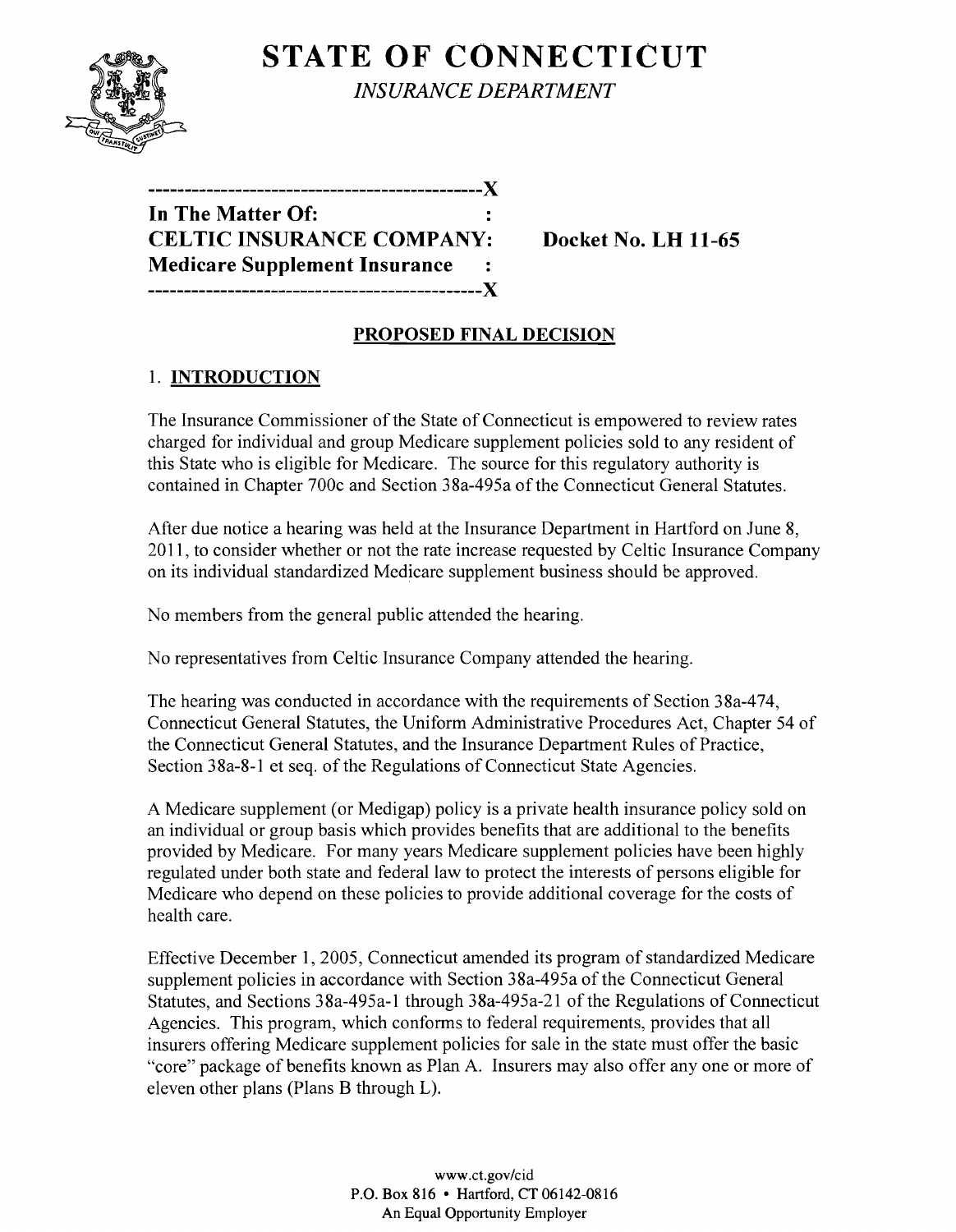# STATE OF CONNECTICUT

*INSURANCE DEPARTMENT*

```
----------------------------------------------X
In The Matter Of:                             :
CELTIC INSURANCE COMPANY:                        Docket No. LH 11-65
Medicare Supplement Insurance                 :
----------------------------------------------X
```

## PROPOSED FINAL DECISION

### 1. INTRODUCTION

The Insurance Commissioner of the State of Connecticut is empowered to review rates charged for individual and group Medicare supplement policies sold to any resident of this State who is eligible for Medicare. The source for this regulatory authority is contained in Chapter 700c and Section 38a-495a of the Connecticut General Statutes.

After due notice a hearing was held at the Insurance Department in Hartford on June 8, 2011, to consider whether or not the rate increase requested by Celtic Insurance Company on its individual standardized Medicare supplement business should be approved.

No members from the general public attended the hearing.

No representatives from Celtic Insurance Company attended the hearing.

The hearing was conducted in accordance with the requirements of Section 38a-474, Connecticut General Statutes, the Uniform Administrative Procedures Act, Chapter 54 of the Connecticut General Statutes, and the Insurance Department Rules of Practice, Section 38a-8-1 et seq. of the Regulations of Connecticut State Agencies.

A Medicare supplement (or Medigap) policy is a private health insurance policy sold on an individual or group basis which provides benefits that are additional to the benefits provided by Medicare. For many years Medicare supplement policies have been highly regulated under both state and federal law to protect the interests of persons eligible for Medicare who depend on these policies to provide additional coverage for the costs of health care.

Effective December 1, 2005, Connecticut amended its program of standardized Medicare supplement policies in accordance with Section 38a-495a of the Connecticut General Statutes, and Sections 38a-495a-1 through 38a-495a-21 of the Regulations of Connecticut Agencies. This program, which conforms to federal requirements, provides that all insurers offering Medicare supplement policies for sale in the state must offer the basic "core" package of benefits known as Plan A. Insurers may also offer any one or more of eleven other plans (Plans B through L).

www.ct.gov/cid
P.O. Box 816 • Hartford, CT 06142-0816
An Equal Opportunity Employer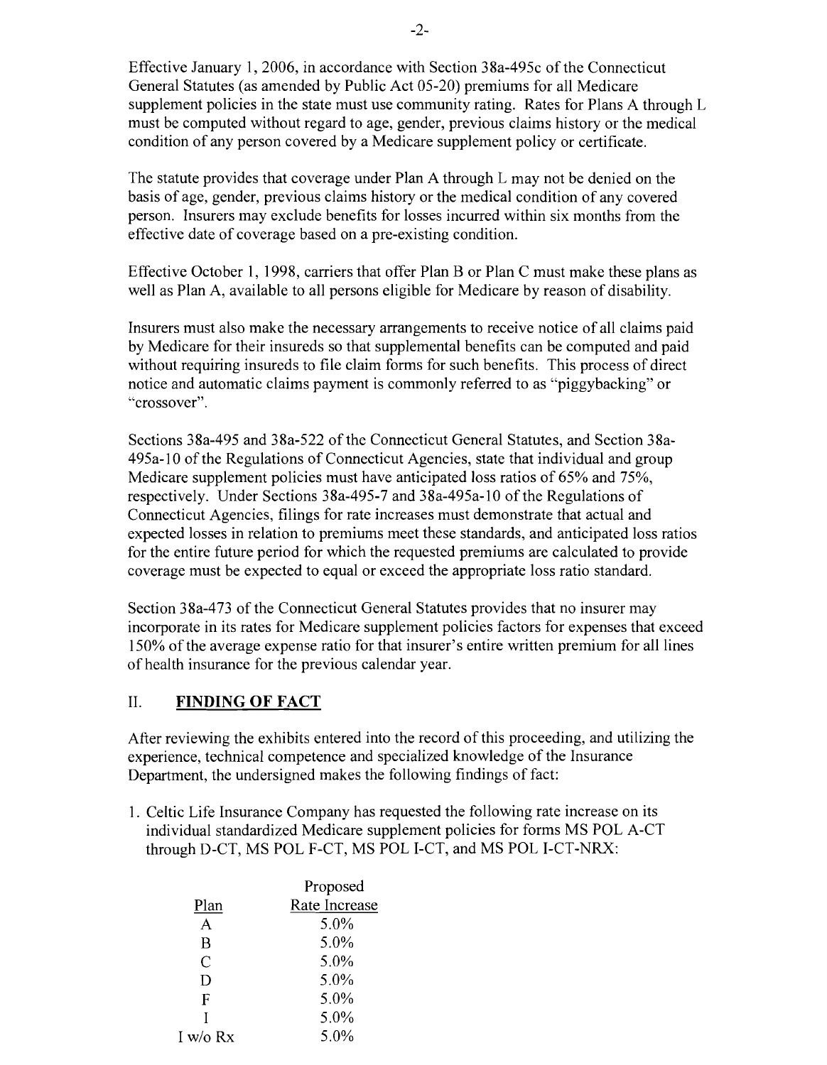Effective January 1, 2006, in accordance with Section 38a-495c of the Connecticut General Statutes (as amended by Public Act 05-20) premiums for all Medicare supplement policies in the state must use community rating. Rates for Plans A through L must be computed without regard to age, gender, previous claims history or the medical condition of any person covered by a Medicare supplement policy or certificate.

The statute provides that coverage under Plan A through L may not be denied on the basis of age, gender, previous claims history or the medical condition of any covered person. Insurers may exclude benefits for losses incurred within six months from the effective date of coverage based on a pre-existing condition.

Effective October 1, 1998, carriers that offer Plan B or Plan C must make these plans as well as Plan A, available to all persons eligible for Medicare by reason of disability.

Insurers must also make the necessary arrangements to receive notice of all claims paid by Medicare for their insureds so that supplemental benefits can be computed and paid without requiring insureds to file claim forms for such benefits. This process of direct notice and automatic claims payment is commonly referred to as "piggybacking" or "crossover".

Sections 38a-495 and 38a-522 of the Connecticut General Statutes, and Section 38a-495a-10 of the Regulations of Connecticut Agencies, state that individual and group Medicare supplement policies must have anticipated loss ratios of 65% and 75%, respectively. Under Sections 38a-495-7 and 38a-495a-10 of the Regulations of Connecticut Agencies, filings for rate increases must demonstrate that actual and expected losses in relation to premiums meet these standards, and anticipated loss ratios for the entire future period for which the requested premiums are calculated to provide coverage must be expected to equal or exceed the appropriate loss ratio standard.

Section 38a-473 of the Connecticut General Statutes provides that no insurer may incorporate in its rates for Medicare supplement policies factors for expenses that exceed 150% of the average expense ratio for that insurer's entire written premium for all lines of health insurance for the previous calendar year.

## II. FINDING OF FACT

After reviewing the exhibits entered into the record of this proceeding, and utilizing the experience, technical competence and specialized knowledge of the Insurance Department, the undersigned makes the following findings of fact:

1. Celtic Life Insurance Company has requested the following rate increase on its individual standardized Medicare supplement policies for forms MS POL A-CT through D-CT, MS POL F-CT, MS POL I-CT, and MS POL I-CT-NRX:

| Plan | Proposed Rate Increase |
|---|---|
| A | 5.0% |
| B | 5.0% |
| C | 5.0% |
| D | 5.0% |
| F | 5.0% |
| I | 5.0% |
| I w/o Rx | 5.0% |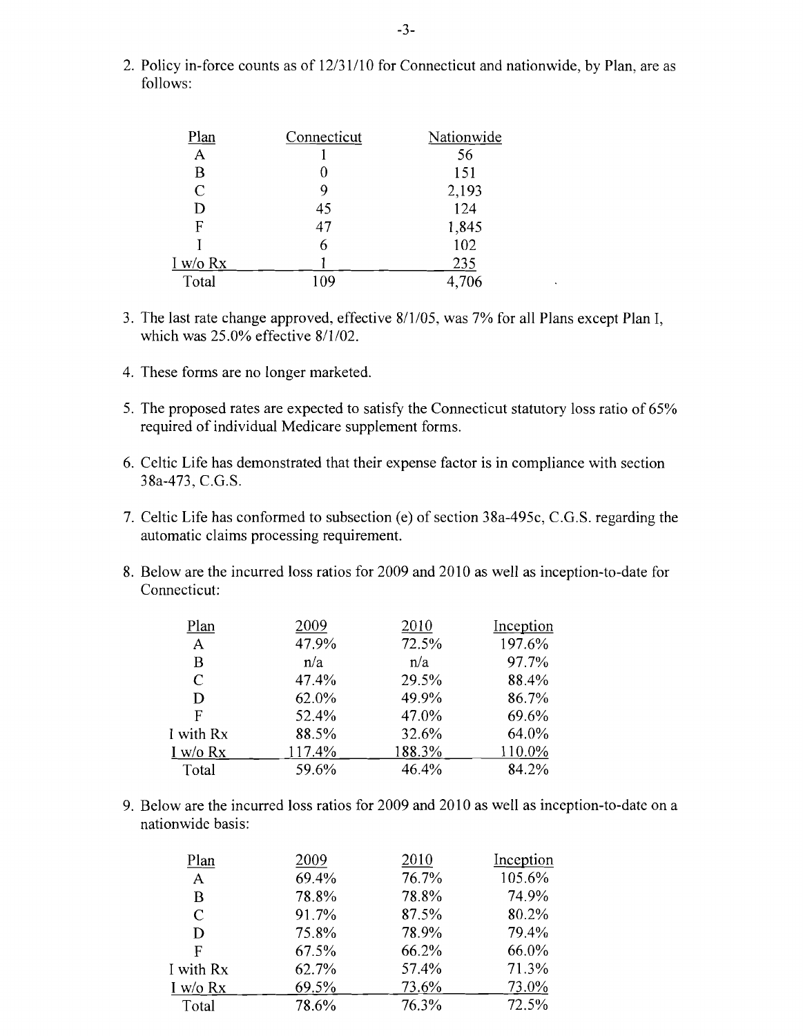2. Policy in-force counts as of 12/31/10 for Connecticut and nationwide, by Plan, are as follows:

| Plan | Connecticut | Nationwide |
|---|---|---|
| A | 1 | 56 |
| B | 0 | 151 |
| C | 9 | 2,193 |
| D | 45 | 124 |
| F | 47 | 1,845 |
| I | 6 | 102 |
| I w/o Rx | 1 | 235 |
| Total | 109 | 4,706 |

3. The last rate change approved, effective 8/1/05, was 7% for all Plans except Plan I, which was 25.0% effective 8/1/02.

4. These forms are no longer marketed.

5. The proposed rates are expected to satisfy the Connecticut statutory loss ratio of 65% required of individual Medicare supplement forms.

6. Celtic Life has demonstrated that their expense factor is in compliance with section 38a-473, C.G.S.

7. Celtic Life has conformed to subsection (e) of section 38a-495c, C.G.S. regarding the automatic claims processing requirement.

8. Below are the incurred loss ratios for 2009 and 2010 as well as inception-to-date for Connecticut:

| Plan | 2009 | 2010 | Inception |
|---|---|---|---|
| A | 47.9% | 72.5% | 197.6% |
| B | n/a | n/a | 97.7% |
| C | 47.4% | 29.5% | 88.4% |
| D | 62.0% | 49.9% | 86.7% |
| F | 52.4% | 47.0% | 69.6% |
| I with Rx | 88.5% | 32.6% | 64.0% |
| I w/o Rx | 117.4% | 188.3% | 110.0% |
| Total | 59.6% | 46.4% | 84.2% |

9. Below are the incurred loss ratios for 2009 and 2010 as well as inception-to-date on a nationwide basis:

| Plan | 2009 | 2010 | Inception |
|---|---|---|---|
| A | 69.4% | 76.7% | 105.6% |
| B | 78.8% | 78.8% | 74.9% |
| C | 91.7% | 87.5% | 80.2% |
| D | 75.8% | 78.9% | 79.4% |
| F | 67.5% | 66.2% | 66.0% |
| I with Rx | 62.7% | 57.4% | 71.3% |
| I w/o Rx | 69.5% | 73.6% | 73.0% |
| Total | 78.6% | 76.3% | 72.5% |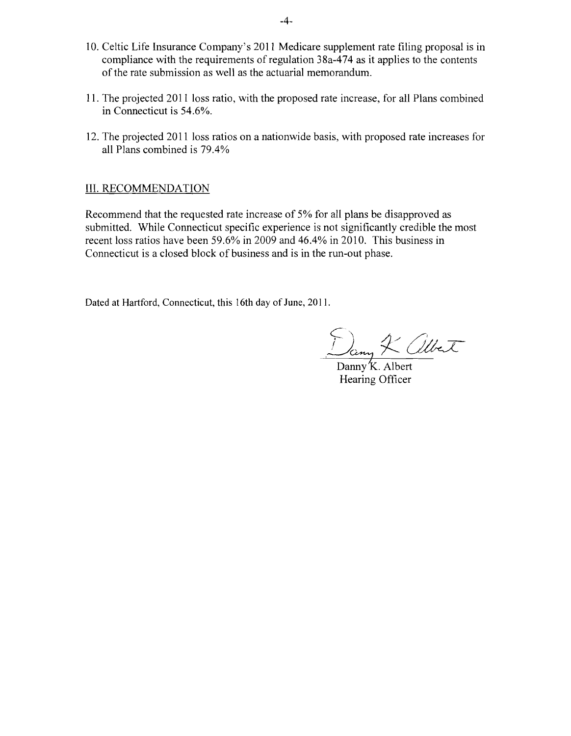10. Celtic Life Insurance Company's 2011 Medicare supplement rate filing proposal is in compliance with the requirements of regulation 38a-474 as it applies to the contents of the rate submission as well as the actuarial memorandum.

11. The projected 2011 loss ratio, with the proposed rate increase, for all Plans combined in Connecticut is 54.6%.

12. The projected 2011 loss ratios on a nationwide basis, with proposed rate increases for all Plans combined is 79.4%

## III. RECOMMENDATION

Recommend that the requested rate increase of 5% for all plans be disapproved as submitted. While Connecticut specific experience is not significantly credible the most recent loss ratios have been 59.6% in 2009 and 46.4% in 2010. This business in Connecticut is a closed block of business and is in the run-out phase.

Dated at Hartford, Connecticut, this 16th day of June, 2011.

Danny K. Albert
Hearing Officer